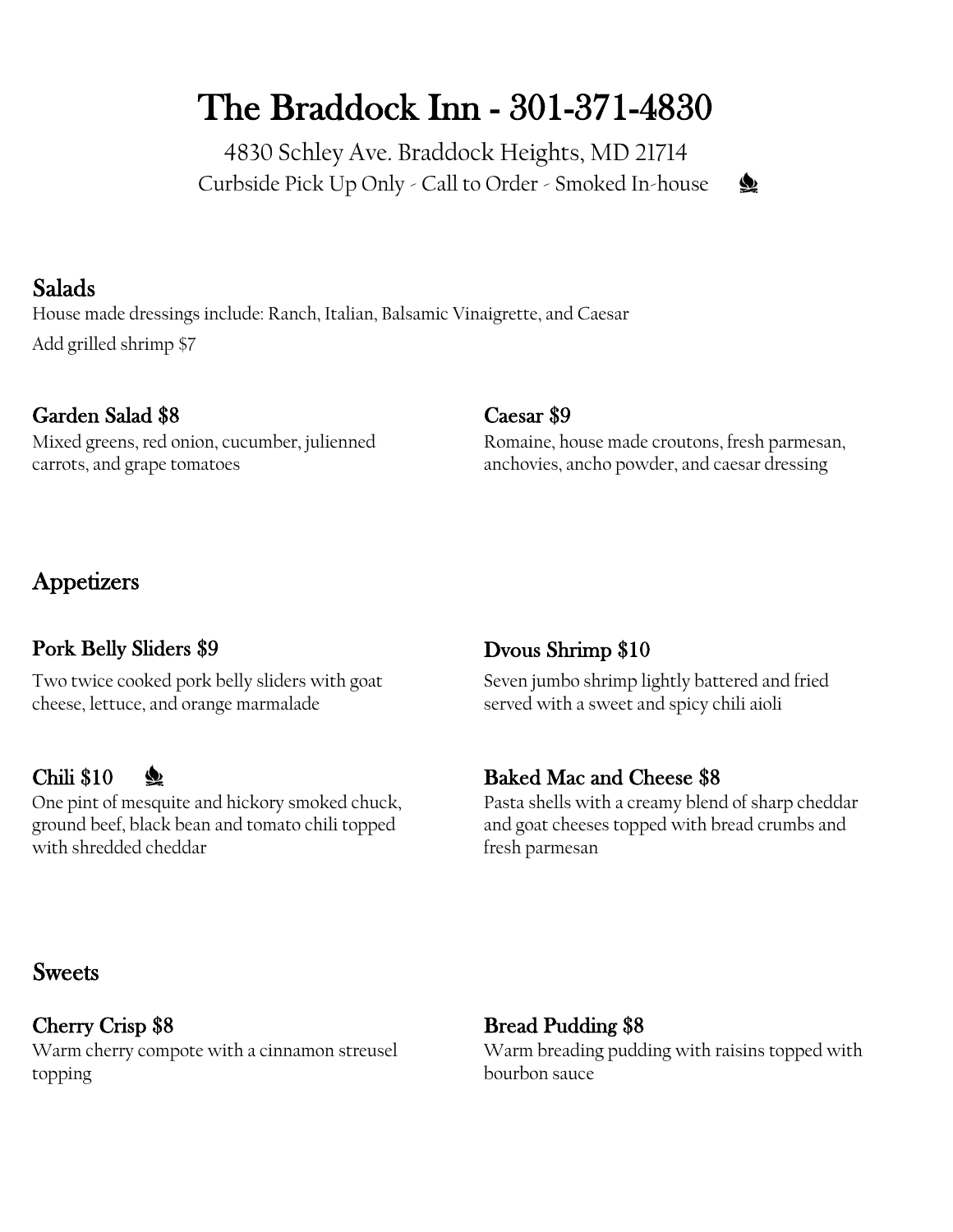# The Braddock Inn - 301-371-4830

4830 Schley Ave. Braddock Heights, MD 21714

Curbside Pick Up Only - Call to Order - Smoked In-house 🔥

## Salads

House made dressings include: Ranch, Italian, Balsamic Vinaigrette, and Caesar

Add grilled shrimp $7

### Garden Salad $8

Mixed greens, red onion, cucumber, julienned carrots, and grape tomatoes

### Caesar $9

Romaine, house made croutons, fresh parmesan, anchovies, ancho powder, and caesar dressing

## Appetizers

### Pork Belly Sliders $9

Two twice cooked pork belly sliders with goat cheese, lettuce, and orange marmalade

### Dvous Shrimp $10

Seven jumbo shrimp lightly battered and fried served with a sweet and spicy chili aioli

### Chili $10 🔥

One pint of mesquite and hickory smoked chuck, ground beef, black bean and tomato chili topped with shredded cheddar

### Baked Mac and Cheese $8

Pasta shells with a creamy blend of sharp cheddar and goat cheeses topped with bread crumbs and fresh parmesan

## Sweets

### Cherry Crisp $8

Warm cherry compote with a cinnamon streusel topping

### Bread Pudding $8

Warm breading pudding with raisins topped with bourbon sauce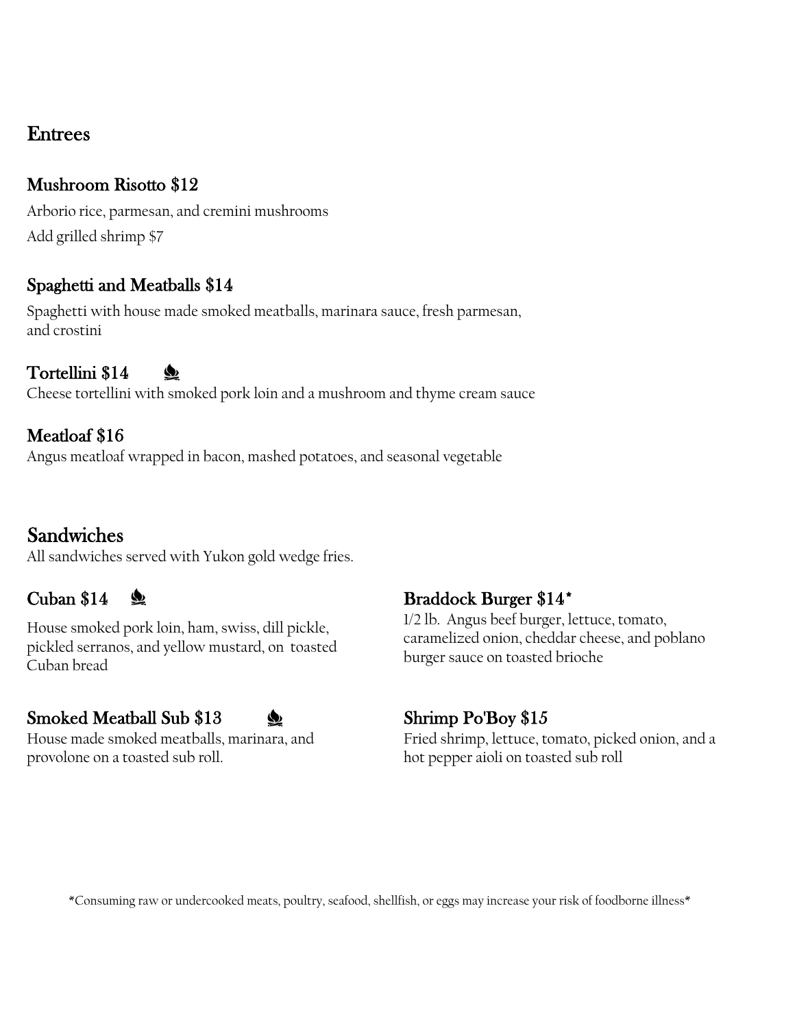## Entrees

### Mushroom Risotto $12

Arborio rice, parmesan, and cremini mushrooms

Add grilled shrimp $7

### Spaghetti and Meatballs $14

Spaghetti with house made smoked meatballs, marinara sauce, fresh parmesan, and crostini

### Tortellini $14

Cheese tortellini with smoked pork loin and a mushroom and thyme cream sauce

### Meatloaf $16

Angus meatloaf wrapped in bacon, mashed potatoes, and seasonal vegetable

## Sandwiches

All sandwiches served with Yukon gold wedge fries.

### Cuban $14

House smoked pork loin, ham, swiss, dill pickle, pickled serranos, and yellow mustard, on toasted Cuban bread

### Smoked Meatball Sub $13

House made smoked meatballs, marinara, and provolone on a toasted sub roll.

### Braddock Burger $14*

1/2 lb. Angus beef burger, lettuce, tomato, caramelized onion, cheddar cheese, and poblano burger sauce on toasted brioche

### Shrimp Po'Boy $15

Fried shrimp, lettuce, tomato, picked onion, and a hot pepper aioli on toasted sub roll

*Consuming raw or undercooked meats, poultry, seafood, shellfish, or eggs may increase your risk of foodborne illness*